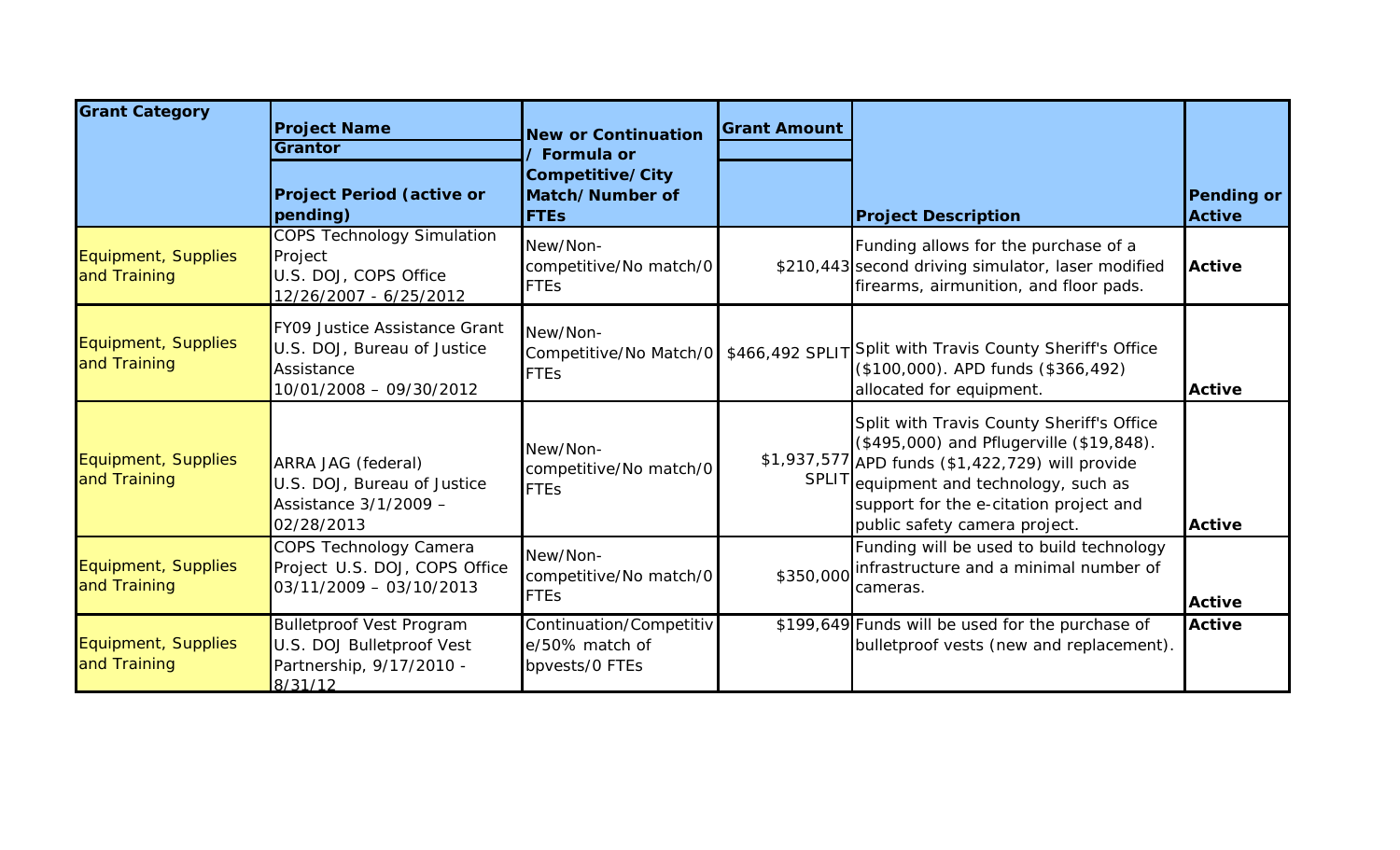| Grant Category | Project Name<br>Grantor<br>Project Period (active or pending) | New or Continuation / Formula or Competitive/City Match/Number of FTEs | Grant Amount | Project Description | Pending or Active |
|---|---|---|---|---|---|
| Equipment, Supplies and Training | COPS Technology Simulation Project<br>U.S. DOJ, COPS Office<br>12/26/2007 - 6/25/2012 | New/Non-competitive/No match/0 FTEs | $210,443 | Funding allows for the purchase of a second driving simulator, laser modified firearms, airmunition, and floor pads. | Active |
| Equipment, Supplies and Training | FY09 Justice Assistance Grant<br>U.S. DOJ, Bureau of Justice Assistance<br>10/01/2008 – 09/30/2012 | New/Non-Competitive/No Match/0 FTEs | $466,492 SPLIT | Split with Travis County Sheriff's Office ($100,000). APD funds ($366,492) allocated for equipment. | Active |
| Equipment, Supplies and Training | ARRA JAG (federal)<br>U.S. DOJ, Bureau of Justice Assistance 3/1/2009 – 02/28/2013 | New/Non-competitive/No match/0 FTEs | $1,937,577 SPLIT | Split with Travis County Sheriff's Office ($495,000) and Pflugerville ($19,848). APD funds ($1,422,729) will provide equipment and technology, such as support for the e-citation project and public safety camera project. | Active |
| Equipment, Supplies and Training | COPS Technology Camera Project U.S. DOJ, COPS Office 03/11/2009 – 03/10/2013 | New/Non-competitive/No match/0 FTEs | $350,000 | Funding will be used to build technology infrastructure and a minimal number of cameras. | Active |
| Equipment, Supplies and Training | Bulletproof Vest Program<br>U.S. DOJ Bulletproof Vest Partnership, 9/17/2010 - 8/31/12 | Continuation/Competitive/50% match of bpvests/0 FTEs | $199,649 | Funds will be used for the purchase of bulletproof vests (new and replacement). | Active |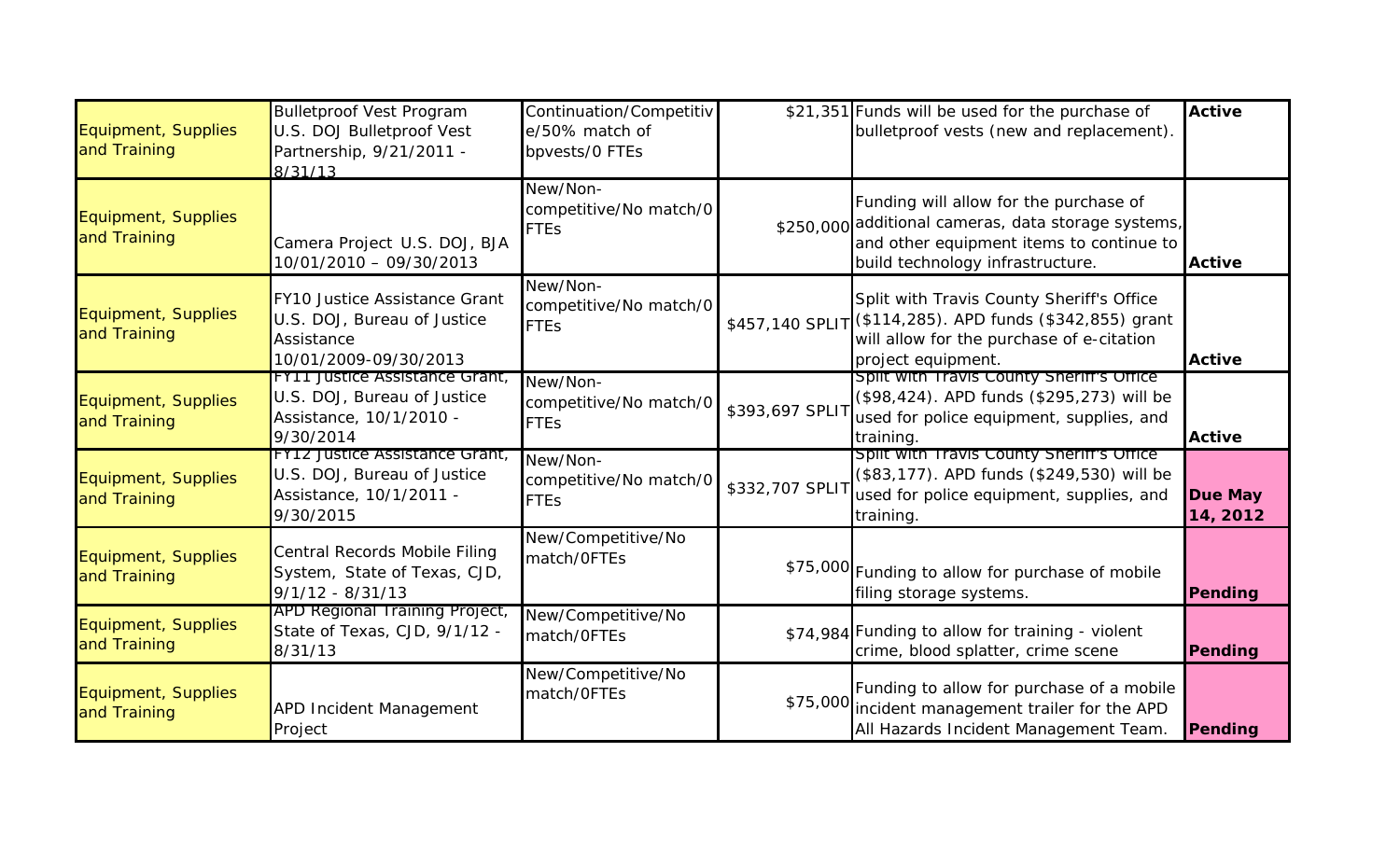| | | | | | |
|---|---|---|---|---|---|
| Equipment, Supplies and Training | Bulletproof Vest Program U.S. DOJ Bulletproof Vest Partnership, 9/21/2011 - 8/31/13 | Continuation/Competitive/50% match of bpvests/0 FTEs | $21,351 | Funds will be used for the purchase of bulletproof vests (new and replacement). | **Active** |
| Equipment, Supplies and Training | Camera Project U.S. DOJ, BJA 10/01/2010 – 09/30/2013 | New/Non-competitive/No match/0 FTEs | $250,000 | Funding will allow for the purchase of additional cameras, data storage systems, and other equipment items to continue to build technology infrastructure. | **Active** |
| Equipment, Supplies and Training | FY10 Justice Assistance Grant U.S. DOJ, Bureau of Justice Assistance 10/01/2009-09/30/2013 | New/Non-competitive/No match/0 FTEs | $457,140 SPLIT | Split with Travis County Sheriff's Office ($114,285). APD funds ($342,855) grant will allow for the purchase of e-citation project equipment. | **Active** |
| Equipment, Supplies and Training | FY11 Justice Assistance Grant, U.S. DOJ, Bureau of Justice Assistance, 10/1/2010 - 9/30/2014 | New/Non-competitive/No match/0 FTEs | $393,697 SPLIT | Split with Travis County Sheriff's Office ($98,424). APD funds ($295,273) will be used for police equipment, supplies, and training. | **Active** |
| Equipment, Supplies and Training | FY12 Justice Assistance Grant, U.S. DOJ, Bureau of Justice Assistance, 10/1/2011 - 9/30/2015 | New/Non-competitive/No match/0 FTEs | $332,707 SPLIT | Split with Travis County Sheriff's Office ($83,177). APD funds ($249,530) will be used for police equipment, supplies, and training. | **Due May 14, 2012** |
| Equipment, Supplies and Training | Central Records Mobile Filing System, State of Texas, CJD, 9/1/12 - 8/31/13 | New/Competitive/No match/0FTEs | $75,000 | Funding to allow for purchase of mobile filing storage systems. | **Pending** |
| Equipment, Supplies and Training | APD Regional Training Project, State of Texas, CJD, 9/1/12 - 8/31/13 | New/Competitive/No match/0FTEs | $74,984 | Funding to allow for training - violent crime, blood splatter, crime scene | **Pending** |
| Equipment, Supplies and Training | APD Incident Management Project | New/Competitive/No match/0FTEs | $75,000 | Funding to allow for purchase of a mobile incident management trailer for the APD All Hazards Incident Management Team. | **Pending** |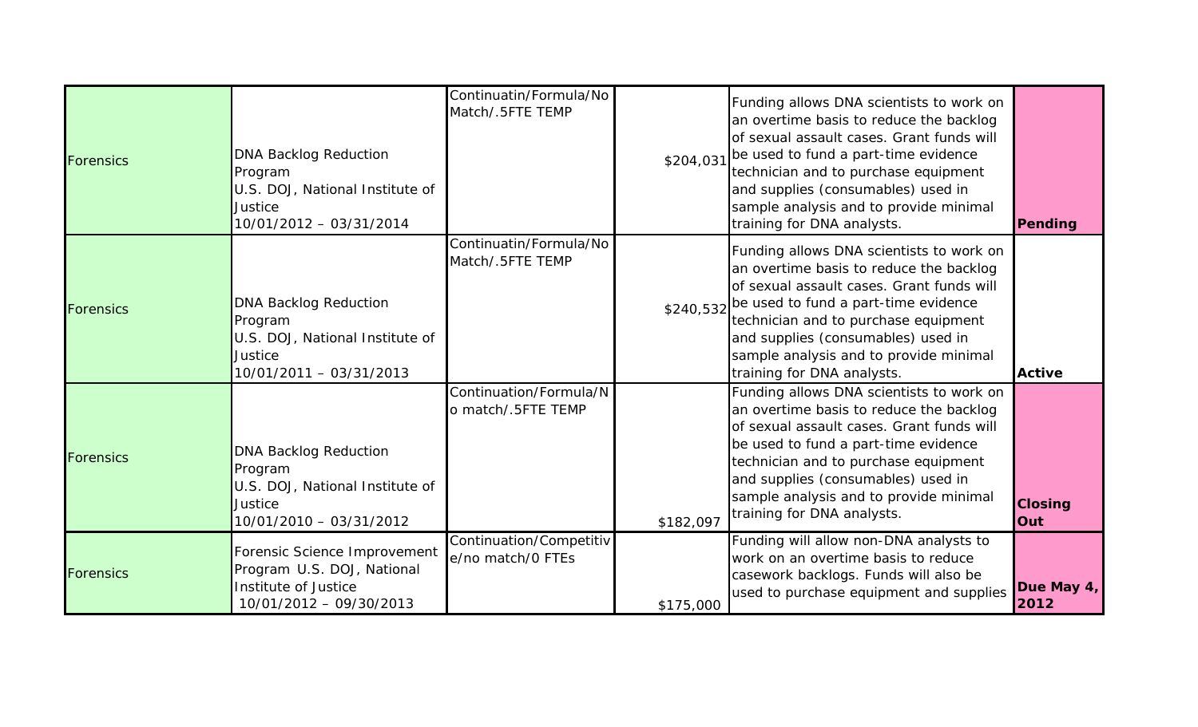| | | | | | |
|---|---|---|---|---|---|
| Forensics | DNA Backlog Reduction Program U.S. DOJ, National Institute of Justice 10/01/2012 – 03/31/2014 | Continuatin/Formula/No Match/.5FTE TEMP | $204,031 | Funding allows DNA scientists to work on an overtime basis to reduce the backlog of sexual assault cases. Grant funds will be used to fund a part-time evidence technician and to purchase equipment and supplies (consumables) used in sample analysis and to provide minimal training for DNA analysts. | **Pending** |
| Forensics | DNA Backlog Reduction Program U.S. DOJ, National Institute of Justice 10/01/2011 – 03/31/2013 | Continuatin/Formula/No Match/.5FTE TEMP | $240,532 | Funding allows DNA scientists to work on an overtime basis to reduce the backlog of sexual assault cases. Grant funds will be used to fund a part-time evidence technician and to purchase equipment and supplies (consumables) used in sample analysis and to provide minimal training for DNA analysts. | **Active** |
| Forensics | DNA Backlog Reduction Program U.S. DOJ, National Institute of Justice 10/01/2010 – 03/31/2012 | Continuation/Formula/No match/.5FTE TEMP | $182,097 | Funding allows DNA scientists to work on an overtime basis to reduce the backlog of sexual assault cases. Grant funds will be used to fund a part-time evidence technician and to purchase equipment and supplies (consumables) used in sample analysis and to provide minimal training for DNA analysts. | **Closing Out** |
| Forensics | Forensic Science Improvement Program U.S. DOJ, National Institute of Justice 10/01/2012 – 09/30/2013 | Continuation/Competitive/no match/0 FTEs | $175,000 | Funding will allow non-DNA analysts to work on an overtime basis to reduce casework backlogs. Funds will also be used to purchase equipment and supplies | **Due May 4, 2012** |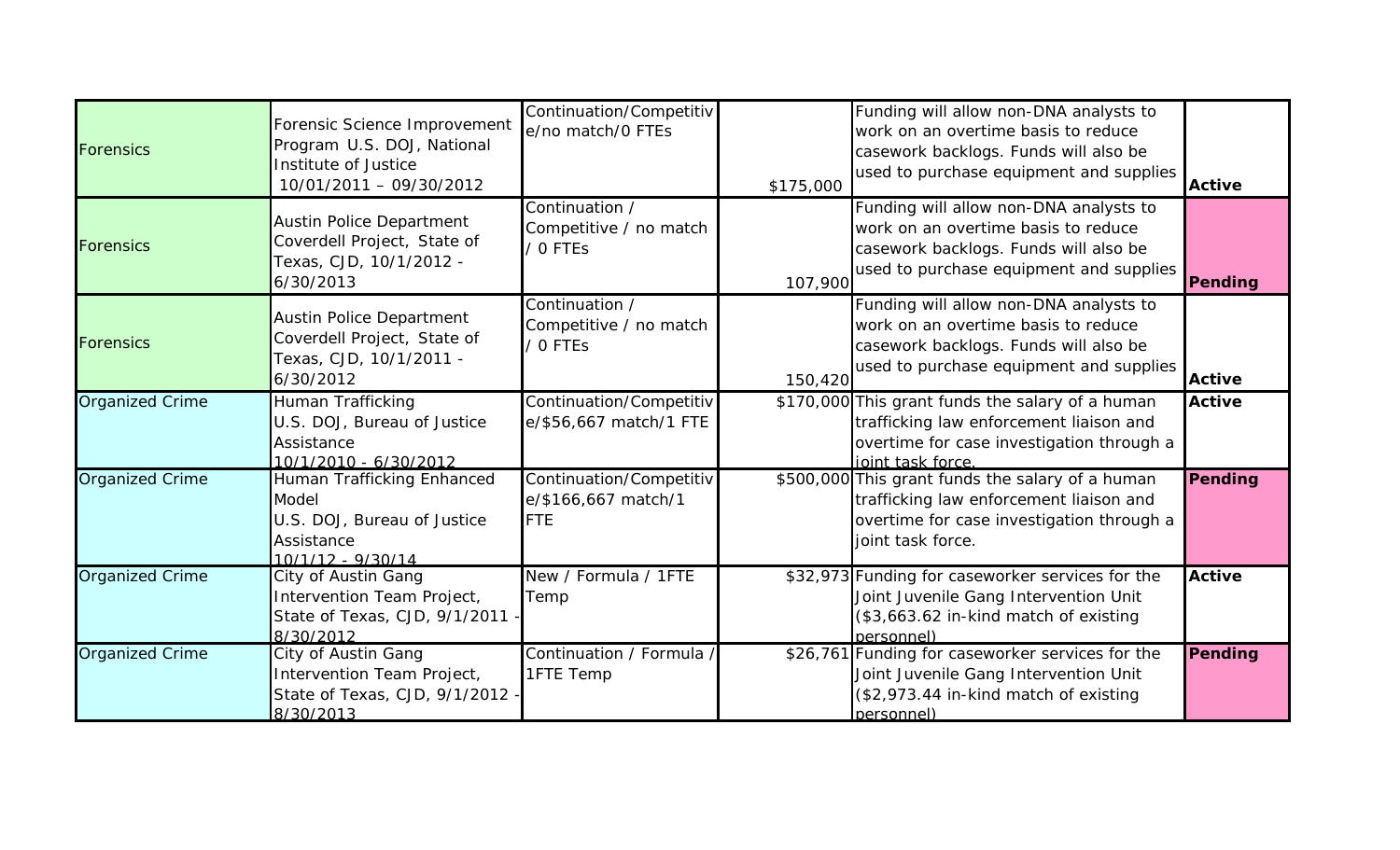| | | | | | |
|---|---|---|---|---|---|
| Forensics | Forensic Science Improvement Program U.S. DOJ, National Institute of Justice 10/01/2011 – 09/30/2012 | Continuation/Competitive/no match/0 FTEs | $175,000 | Funding will allow non-DNA analysts to work on an overtime basis to reduce casework backlogs. Funds will also be used to purchase equipment and supplies | **Active** |
| Forensics | Austin Police Department Coverdell Project, State of Texas, CJD, 10/1/2012 - 6/30/2013 | Continuation / Competitive / no match / 0 FTEs | 107,900 | Funding will allow non-DNA analysts to work on an overtime basis to reduce casework backlogs. Funds will also be used to purchase equipment and supplies | **Pending** |
| Forensics | Austin Police Department Coverdell Project, State of Texas, CJD, 10/1/2011 - 6/30/2012 | Continuation / Competitive / no match / 0 FTEs | 150,420 | Funding will allow non-DNA analysts to work on an overtime basis to reduce casework backlogs. Funds will also be used to purchase equipment and supplies | **Active** |
| Organized Crime | Human Trafficking U.S. DOJ, Bureau of Justice Assistance 10/1/2010 - 6/30/2012 | Continuation/Competitive/$56,667 match/1 FTE | $170,000 | This grant funds the salary of a human trafficking law enforcement liaison and overtime for case investigation through a joint task force. | **Active** |
| Organized Crime | Human Trafficking Enhanced Model U.S. DOJ, Bureau of Justice Assistance 10/1/12 - 9/30/14 | Continuation/Competitive/$166,667 match/1 FTE | $500,000 | This grant funds the salary of a human trafficking law enforcement liaison and overtime for case investigation through a joint task force. | **Pending** |
| Organized Crime | City of Austin Gang Intervention Team Project, State of Texas, CJD, 9/1/2011 - 8/30/2012 | New / Formula / 1FTE Temp | $32,973 | Funding for caseworker services for the Joint Juvenile Gang Intervention Unit ($3,663.62 in-kind match of existing personnel) | **Active** |
| Organized Crime | City of Austin Gang Intervention Team Project, State of Texas, CJD, 9/1/2012 - 8/30/2013 | Continuation / Formula / 1FTE Temp | $26,761 | Funding for caseworker services for the Joint Juvenile Gang Intervention Unit ($2,973.44 in-kind match of existing personnel) | **Pending** |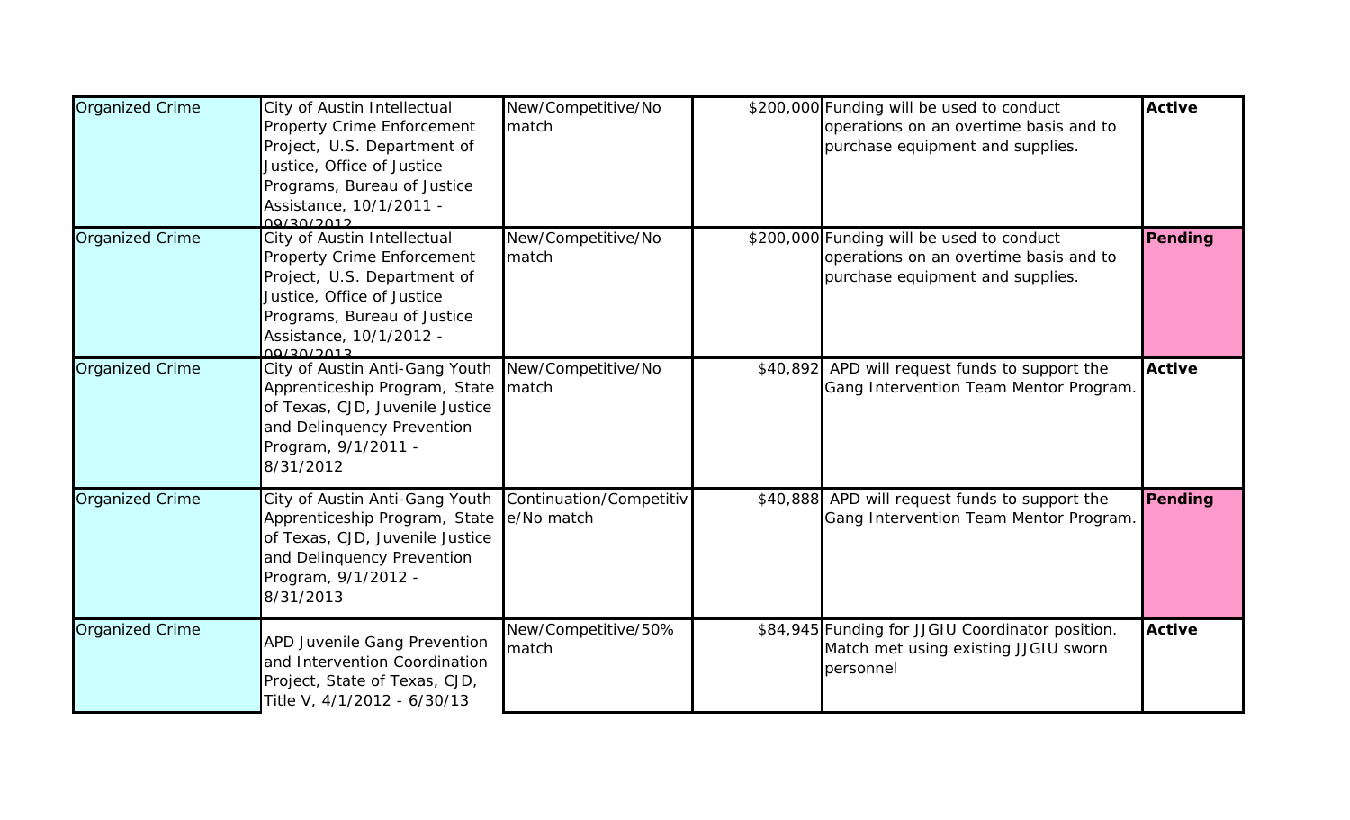| | | | | | |
|---|---|---|---|---|---|
| Organized Crime | City of Austin Intellectual Property Crime Enforcement Project, U.S. Department of Justice, Office of Justice Programs, Bureau of Justice Assistance, 10/1/2011 - 09/30/2012 | New/Competitive/No match | $200,000 | Funding will be used to conduct operations on an overtime basis and to purchase equipment and supplies. | **Active** |
| Organized Crime | City of Austin Intellectual Property Crime Enforcement Project, U.S. Department of Justice, Office of Justice Programs, Bureau of Justice Assistance, 10/1/2012 - 09/30/2013 | New/Competitive/No match | $200,000 | Funding will be used to conduct operations on an overtime basis and to purchase equipment and supplies. | **Pending** |
| Organized Crime | City of Austin Anti-Gang Youth Apprenticeship Program, State of Texas, CJD, Juvenile Justice and Delinquency Prevention Program, 9/1/2011 - 8/31/2012 | New/Competitive/No match | $40,892 | APD will request funds to support the Gang Intervention Team Mentor Program. | **Active** |
| Organized Crime | City of Austin Anti-Gang Youth Apprenticeship Program, State of Texas, CJD, Juvenile Justice and Delinquency Prevention Program, 9/1/2012 - 8/31/2013 | Continuation/Competitive/No match | $40,888 | APD will request funds to support the Gang Intervention Team Mentor Program. | **Pending** |
| Organized Crime | APD Juvenile Gang Prevention and Intervention Coordination Project, State of Texas, CJD, Title V, 4/1/2012 - 6/30/13 | New/Competitive/50% match | $84,945 | Funding for JJGIU Coordinator position. Match met using existing JJGIU sworn personnel | **Active** |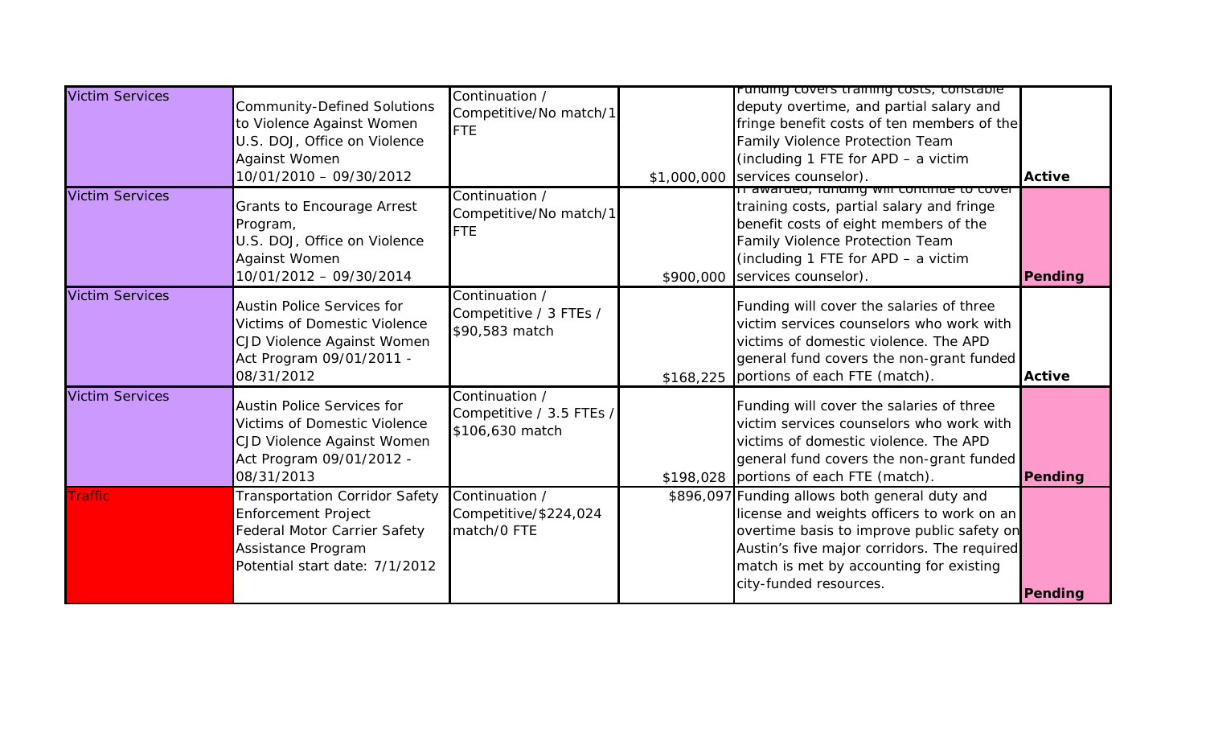| Victim Services | Community-Defined Solutions to Violence Against Women U.S. DOJ, Office on Violence Against Women 10/01/2010 – 09/30/2012 | Continuation / Competitive/No match/1 FTE | $1,000,000 | Funding covers training costs, constable deputy overtime, and partial salary and fringe benefit costs of ten members of the Family Violence Protection Team (including 1 FTE for APD – a victim services counselor). | **Active** |
|---|---|---|---|---|---|
| Victim Services | Grants to Encourage Arrest Program, U.S. DOJ, Office on Violence Against Women 10/01/2012 – 09/30/2014 | Continuation / Competitive/No match/1 FTE | $900,000 | If awarded, funding will continue to cover training costs, partial salary and fringe benefit costs of eight members of the Family Violence Protection Team (including 1 FTE for APD – a victim services counselor). | **Pending** |
| Victim Services | Austin Police Services for Victims of Domestic Violence CJD Violence Against Women Act Program 09/01/2011 - 08/31/2012 | Continuation / Competitive / 3 FTEs / $90,583 match | $168,225 | Funding will cover the salaries of three victim services counselors who work with victims of domestic violence. The APD general fund covers the non-grant funded portions of each FTE (match). | **Active** |
| Victim Services | Austin Police Services for Victims of Domestic Violence CJD Violence Against Women Act Program 09/01/2012 - 08/31/2013 | Continuation / Competitive / 3.5 FTEs / $106,630 match | $198,028 | Funding will cover the salaries of three victim services counselors who work with victims of domestic violence. The APD general fund covers the non-grant funded portions of each FTE (match). | **Pending** |
| Traffic | Transportation Corridor Safety Enforcement Project Federal Motor Carrier Safety Assistance Program Potential start date: 7/1/2012 | Continuation / Competitive/$224,024 match/0 FTE | $896,097 | Funding allows both general duty and license and weights officers to work on an overtime basis to improve public safety on Austin's five major corridors. The required match is met by accounting for existing city-funded resources. | **Pending** |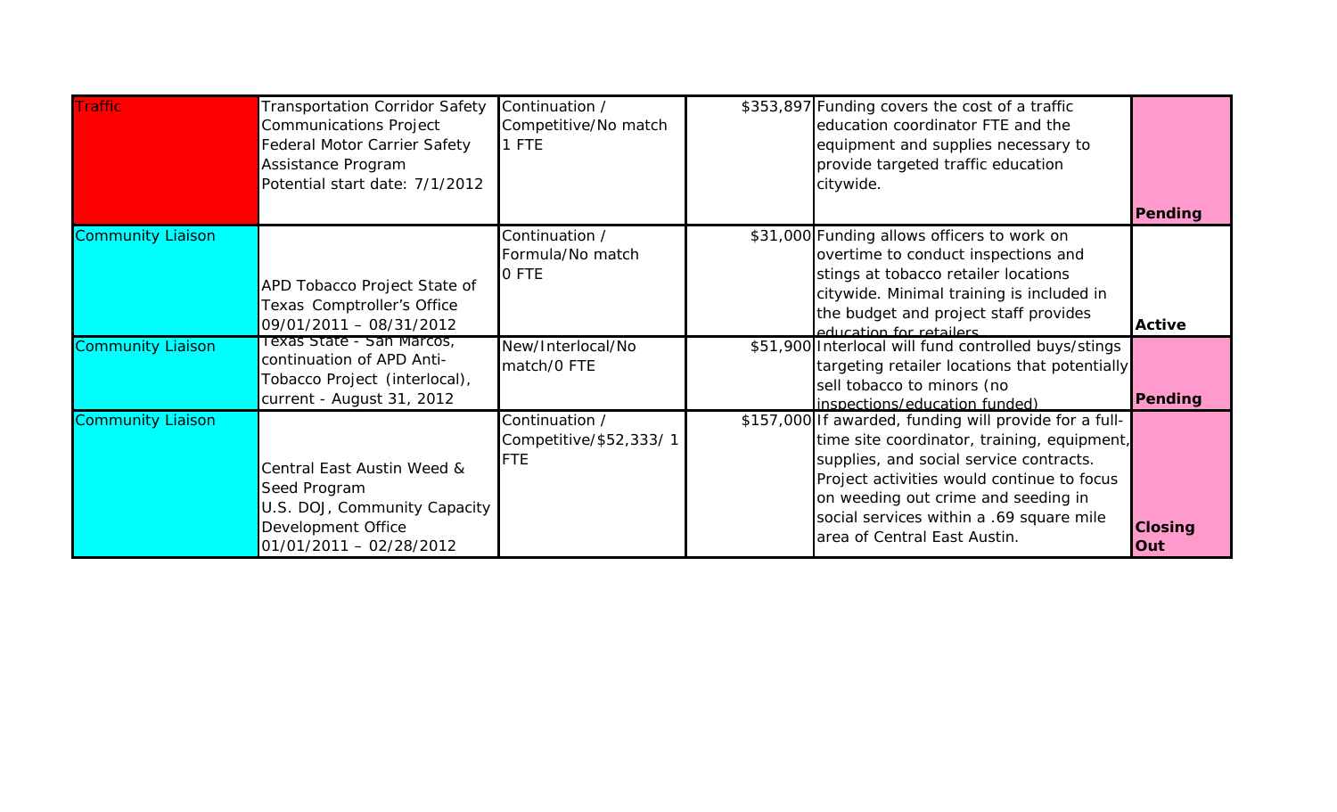| | | | | | |
|---|---|---|---|---|---|
| Traffic | Transportation Corridor Safety Communications Project Federal Motor Carrier Safety Assistance Program Potential start date: 7/1/2012 | Continuation / Competitive/No match 1 FTE | $353,897 | Funding covers the cost of a traffic education coordinator FTE and the equipment and supplies necessary to provide targeted traffic education citywide. | **Pending** |
| Community Liaison | APD Tobacco Project State of Texas Comptroller's Office 09/01/2011 – 08/31/2012 | Continuation / Formula/No match 0 FTE | $31,000 | Funding allows officers to work on overtime to conduct inspections and stings at tobacco retailer locations citywide. Minimal training is included in the budget and project staff provides education for retailers. | **Active** |
| Community Liaison | Texas State - San Marcos, continuation of APD Anti-Tobacco Project (interlocal), current - August 31, 2012 | New/Interlocal/No match/0 FTE | $51,900 | Interlocal will fund controlled buys/stings targeting retailer locations that potentially sell tobacco to minors (no inspections/education funded) | **Pending** |
| Community Liaison | Central East Austin Weed & Seed Program U.S. DOJ, Community Capacity Development Office 01/01/2011 – 02/28/2012 | Continuation / Competitive/$52,333/ 1 FTE | $157,000 | If awarded, funding will provide for a full-time site coordinator, training, equipment, supplies, and social service contracts. Project activities would continue to focus on weeding out crime and seeding in social services within a .69 square mile area of Central East Austin. | **Closing Out** |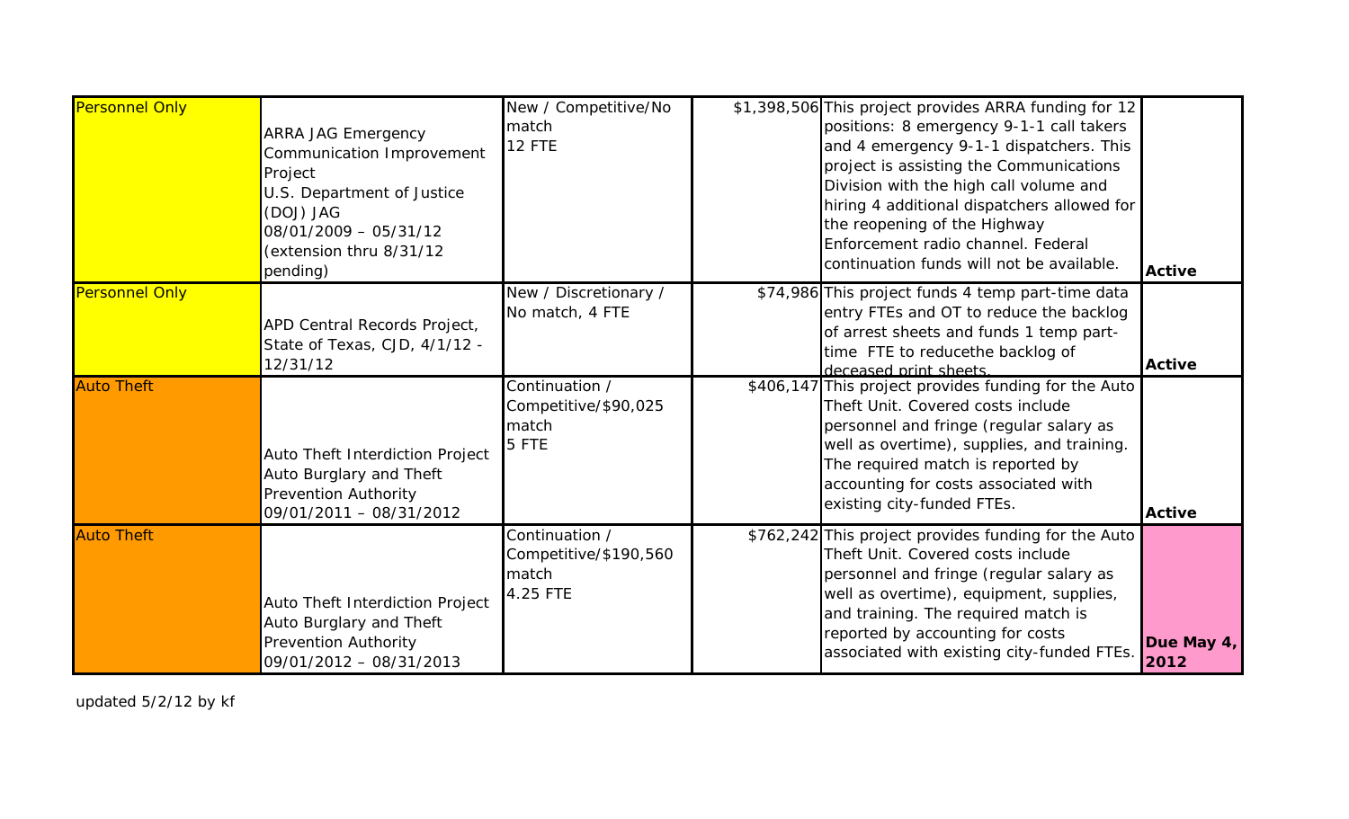| | | | | | |
|---|---|---|---|---|---|
| Personnel Only | ARRA JAG Emergency Communication Improvement Project<br>U.S. Department of Justice (DOJ) JAG<br>08/01/2009 – 05/31/12 (extension thru 8/31/12 pending) | New / Competitive/No match<br>12 FTE | $1,398,506 | This project provides ARRA funding for 12 positions: 8 emergency 9-1-1 call takers and 4 emergency 9-1-1 dispatchers. This project is assisting the Communications Division with the high call volume and hiring 4 additional dispatchers allowed for the reopening of the Highway Enforcement radio channel. Federal continuation funds will not be available. | **Active** |
| Personnel Only | APD Central Records Project, State of Texas, CJD, 4/1/12 - 12/31/12 | New / Discretionary / No match, 4 FTE | $74,986 | This project funds 4 temp part-time data entry FTEs and OT to reduce the backlog of arrest sheets and funds 1 temp part-time FTE to reducethe backlog of deceased print sheets. | **Active** |
| Auto Theft | Auto Theft Interdiction Project<br>Auto Burglary and Theft Prevention Authority<br>09/01/2011 – 08/31/2012 | Continuation / Competitive/$90,025 match<br>5 FTE | $406,147 | This project provides funding for the Auto Theft Unit. Covered costs include personnel and fringe (regular salary as well as overtime), supplies, and training. The required match is reported by accounting for costs associated with existing city-funded FTEs. | **Active** |
| Auto Theft | Auto Theft Interdiction Project<br>Auto Burglary and Theft Prevention Authority<br>09/01/2012 – 08/31/2013 | Continuation / Competitive/$190,560 match<br>4.25 FTE | $762,242 | This project provides funding for the Auto Theft Unit. Covered costs include personnel and fringe (regular salary as well as overtime), equipment, supplies, and training. The required match is reported by accounting for costs associated with existing city-funded FTEs. | **Due May 4, 2012** |

updated 5/2/12 by kf